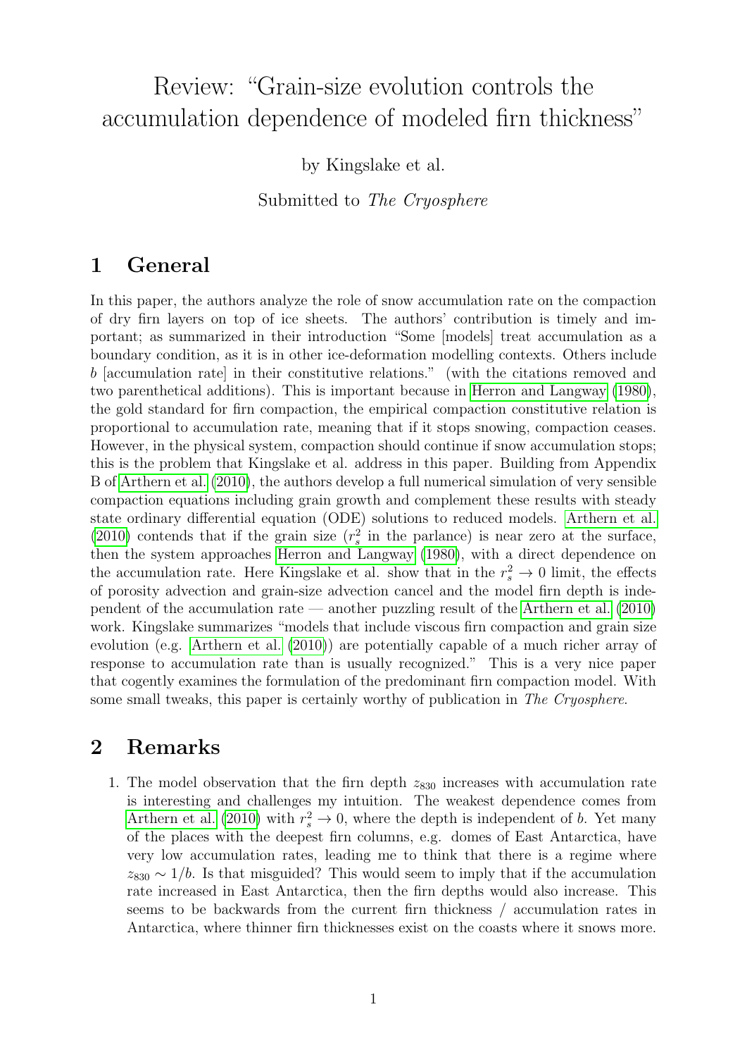# Review: "Grain-size evolution controls the accumulation dependence of modeled firn thickness"

by Kingslake et al.

Submitted to *The Cryosphere*

## 1 General

In this paper, the authors analyze the role of snow accumulation rate on the compaction of dry firn layers on top of ice sheets. The authors' contribution is timely and important; as summarized in their introduction "Some [models] treat accumulation as a boundary condition, as it is in other ice-deformation modelling contexts. Others include $b$ [accumulation rate] in their constitutive relations." (with the citations removed and two parenthetical additions). This is important because in Herron and Langway (1980), the gold standard for firn compaction, the empirical compaction constitutive relation is proportional to accumulation rate, meaning that if it stops snowing, compaction ceases. However, in the physical system, compaction should continue if snow accumulation stops; this is the problem that Kingslake et al. address in this paper. Building from Appendix B of Arthern et al. (2010), the authors develop a full numerical simulation of very sensible compaction equations including grain growth and complement these results with steady state ordinary differential equation (ODE) solutions to reduced models. Arthern et al. (2010) contends that if the grain size ($r_s^2$ in the parlance) is near zero at the surface, then the system approaches Herron and Langway (1980), with a direct dependence on the accumulation rate. Here Kingslake et al. show that in the $r_s^2 \to 0$ limit, the effects of porosity advection and grain-size advection cancel and the model firn depth is independent of the accumulation rate — another puzzling result of the Arthern et al. (2010) work. Kingslake summarizes "models that include viscous firn compaction and grain size evolution (e.g. Arthern et al. (2010)) are potentially capable of a much richer array of response to accumulation rate than is usually recognized." This is a very nice paper that cogently examines the formulation of the predominant firn compaction model. With some small tweaks, this paper is certainly worthy of publication in *The Cryosphere*.

## 2 Remarks

1. The model observation that the firn depth $z_{830}$ increases with accumulation rate is interesting and challenges my intuition. The weakest dependence comes from Arthern et al. (2010) with $r_s^2 \to 0$, where the depth is independent of $b$. Yet many of the places with the deepest firn columns, e.g. domes of East Antarctica, have very low accumulation rates, leading me to think that there is a regime where $z_{830} \sim 1/b$. Is that misguided? This would seem to imply that if the accumulation rate increased in East Antarctica, then the firn depths would also increase. This seems to be backwards from the current firn thickness / accumulation rates in Antarctica, where thinner firn thicknesses exist on the coasts where it snows more.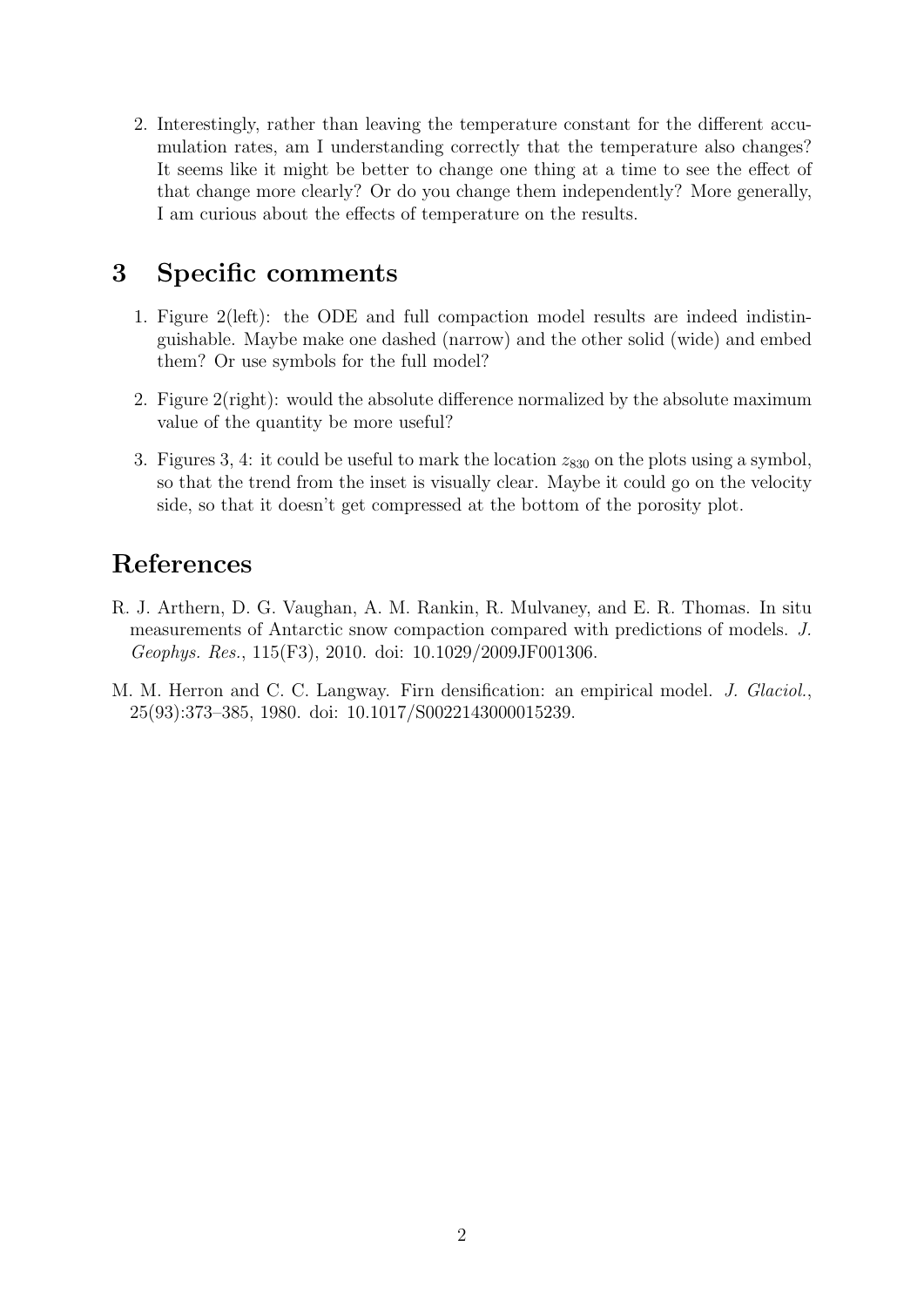2. Interestingly, rather than leaving the temperature constant for the different accumulation rates, am I understanding correctly that the temperature also changes? It seems like it might be better to change one thing at a time to see the effect of that change more clearly? Or do you change them independently? More generally, I am curious about the effects of temperature on the results.

## 3 Specific comments

1. Figure 2(left): the ODE and full compaction model results are indeed indistinguishable. Maybe make one dashed (narrow) and the other solid (wide) and embed them? Or use symbols for the full model?

2. Figure 2(right): would the absolute difference normalized by the absolute maximum value of the quantity be more useful?

3. Figures 3, 4: it could be useful to mark the location $z_{830}$ on the plots using a symbol, so that the trend from the inset is visually clear. Maybe it could go on the velocity side, so that it doesn't get compressed at the bottom of the porosity plot.

## References

R. J. Arthern, D. G. Vaughan, A. M. Rankin, R. Mulvaney, and E. R. Thomas. In situ measurements of Antarctic snow compaction compared with predictions of models. *J. Geophys. Res.*, 115(F3), 2010. doi: 10.1029/2009JF001306.

M. M. Herron and C. C. Langway. Firn densification: an empirical model. *J. Glaciol.*, 25(93):373–385, 1980. doi: 10.1017/S0022143000015239.